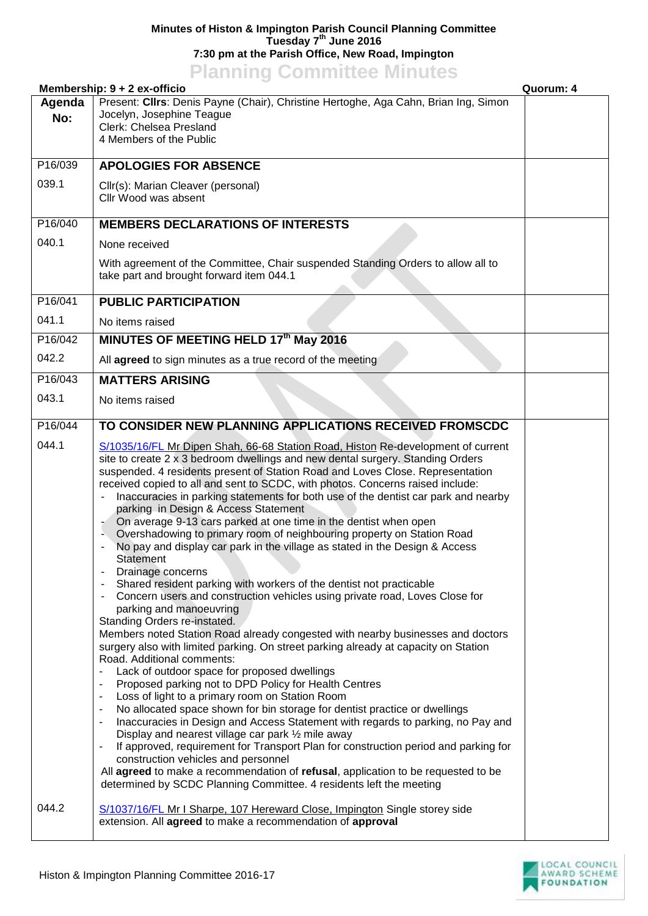**Minutes of Histon & Impington Parish Council Planning Committee**
**Tuesday 7th June 2016**
**7:30 pm at the Parish Office, New Road, Impington**

# Planning Committee Minutes

**Membership: 9 + 2 ex-officio** **Quorum: 4**

| Agenda No: | Present: **Cllrs**: Denis Payne (Chair), Christine Hertoghe, Aga Cahn, Brian Ing, Simon Jocelyn, Josephine Teague<br>Clerk: Chelsea Presland<br>4 Members of the Public | |
|---|---|---|
| P16/039 | **APOLOGIES FOR ABSENCE** | |
| 039.1 | Cllr(s): Marian Cleaver (personal)<br>Cllr Wood was absent | |
| P16/040 | **MEMBERS DECLARATIONS OF INTERESTS** | |
| 040.1 | None received<br><br>With agreement of the Committee, Chair suspended Standing Orders to allow all to take part and brought forward item 044.1 | |
| P16/041 | **PUBLIC PARTICIPATION** | |
| 041.1 | No items raised | |
| P16/042 | **MINUTES OF MEETING HELD 17th May 2016** | |
| 042.2 | All **agreed** to sign minutes as a true record of the meeting | |
| P16/043 | **MATTERS ARISING** | |
| 043.1 | No items raised | |
| P16/044 | **TO CONSIDER NEW PLANNING APPLICATIONS RECEIVED FROMSCDC** | |
| 044.1 | S/1035/16/FL Mr Dipen Shah, 66-68 Station Road, Histon Re-development of current site to create 2 x 3 bedroom dwellings and new dental surgery. Standing Orders suspended. 4 residents present of Station Road and Loves Close. Representation received copied to all and sent to SCDC, with photos. Concerns raised include:<br>- Inaccuracies in parking statements for both use of the dentist car park and nearby parking in Design & Access Statement<br>- On average 9-13 cars parked at one time in the dentist when open<br>- Overshadowing to primary room of neighbouring property on Station Road<br>- No pay and display car park in the village as stated in the Design & Access Statement<br>- Drainage concerns<br>- Shared resident parking with workers of the dentist not practicable<br>- Concern users and construction vehicles using private road, Loves Close for parking and manoeuvring<br>Standing Orders re-instated.<br>Members noted Station Road already congested with nearby businesses and doctors surgery also with limited parking. On street parking already at capacity on Station Road. Additional comments:<br>- Lack of outdoor space for proposed dwellings<br>- Proposed parking not to DPD Policy for Health Centres<br>- Loss of light to a primary room on Station Room<br>- No allocated space shown for bin storage for dentist practice or dwellings<br>- Inaccuracies in Design and Access Statement with regards to parking, no Pay and Display and nearest village car park ½ mile away<br>- If approved, requirement for Transport Plan for construction period and parking for construction vehicles and personnel<br>All **agreed** to make a recommendation of **refusal**, application to be requested to be determined by SCDC Planning Committee. 4 residents left the meeting | |
| 044.2 | S/1037/16/FL Mr I Sharpe, 107 Hereward Close, Impington Single storey side extension. All **agreed** to make a recommendation of **approval** | |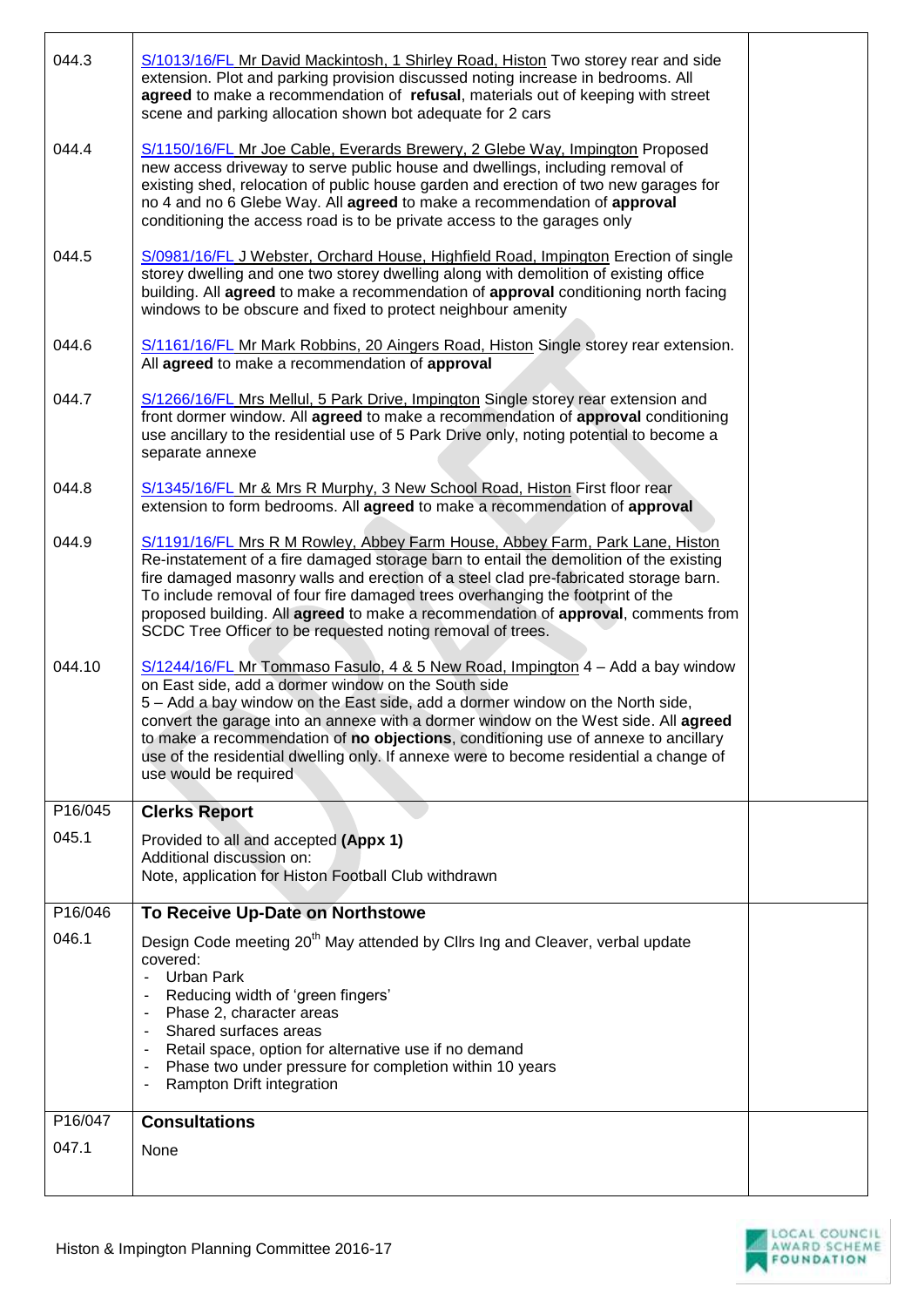| | | |
|---|---|---|
| 044.3 | S/1013/16/FL Mr David Mackintosh, 1 Shirley Road, Histon Two storey rear and side extension. Plot and parking provision discussed noting increase in bedrooms. All **agreed** to make a recommendation of **refusal**, materials out of keeping with street scene and parking allocation shown bot adequate for 2 cars | |
| 044.4 | S/1150/16/FL Mr Joe Cable, Everards Brewery, 2 Glebe Way, Impington Proposed new access driveway to serve public house and dwellings, including removal of existing shed, relocation of public house garden and erection of two new garages for no 4 and no 6 Glebe Way. All **agreed** to make a recommendation of **approval** conditioning the access road is to be private access to the garages only | |
| 044.5 | S/0981/16/FL J Webster, Orchard House, Highfield Road, Impington Erection of single storey dwelling and one two storey dwelling along with demolition of existing office building. All **agreed** to make a recommendation of **approval** conditioning north facing windows to be obscure and fixed to protect neighbour amenity | |
| 044.6 | S/1161/16/FL Mr Mark Robbins, 20 Aingers Road, Histon Single storey rear extension. All **agreed** to make a recommendation of **approval** | |
| 044.7 | S/1266/16/FL Mrs Mellul, 5 Park Drive, Impington Single storey rear extension and front dormer window. All **agreed** to make a recommendation of **approval** conditioning use ancillary to the residential use of 5 Park Drive only, noting potential to become a separate annexe | |
| 044.8 | S/1345/16/FL Mr & Mrs R Murphy, 3 New School Road, Histon First floor rear extension to form bedrooms. All **agreed** to make a recommendation of **approval** | |
| 044.9 | S/1191/16/FL Mrs R M Rowley, Abbey Farm House, Abbey Farm, Park Lane, Histon Re-instatement of a fire damaged storage barn to entail the demolition of the existing fire damaged masonry walls and erection of a steel clad pre-fabricated storage barn. To include removal of four fire damaged trees overhanging the footprint of the proposed building. All **agreed** to make a recommendation of **approval**, comments from SCDC Tree Officer to be requested noting removal of trees. | |
| 044.10 | S/1244/16/FL Mr Tommaso Fasulo, 4 & 5 New Road, Impington 4 – Add a bay window on East side, add a dormer window on the South side<br>5 – Add a bay window on the East side, add a dormer window on the North side, convert the garage into an annexe with a dormer window on the West side. All **agreed** to make a recommendation of **no objections**, conditioning use of annexe to ancillary use of the residential dwelling only. If annexe were to become residential a change of use would be required | |
| P16/045 | **Clerks Report** | |
| 045.1 | Provided to all and accepted **(Appx 1)**<br>Additional discussion on:<br>Note, application for Histon Football Club withdrawn | |
| P16/046 | **To Receive Up-Date on Northstowe** | |
| 046.1 | Design Code meeting 20th May attended by Cllrs Ing and Cleaver, verbal update covered:<br>- Urban Park<br>- Reducing width of 'green fingers'<br>- Phase 2, character areas<br>- Shared surfaces areas<br>- Retail space, option for alternative use if no demand<br>- Phase two under pressure for completion within 10 years<br>- Rampton Drift integration | |
| P16/047 | **Consultations** | |
| 047.1 | None | |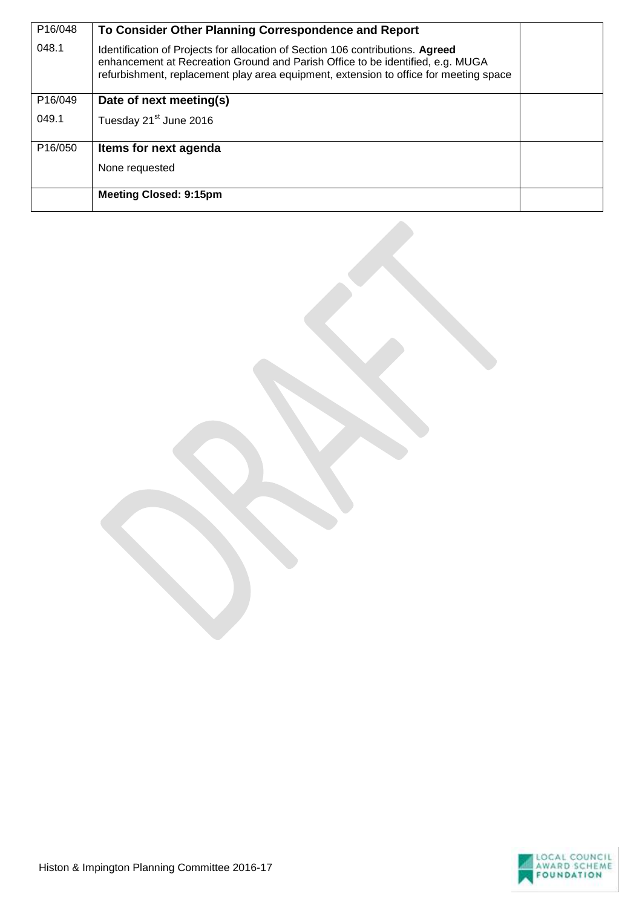| | | |
|---|---|---|
| P16/048 | **To Consider Other Planning Correspondence and Report** | |
| 048.1 | Identification of Projects for allocation of Section 106 contributions. **Agreed** enhancement at Recreation Ground and Parish Office to be identified, e.g. MUGA refurbishment, replacement play area equipment, extension to office for meeting space | |
| P16/049 | **Date of next meeting(s)** | |
| 049.1 | Tuesday 21st June 2016 | |
| P16/050 | **Items for next agenda** | |
| | None requested | |
| | **Meeting Closed: 9:15pm** | |

DRAFT